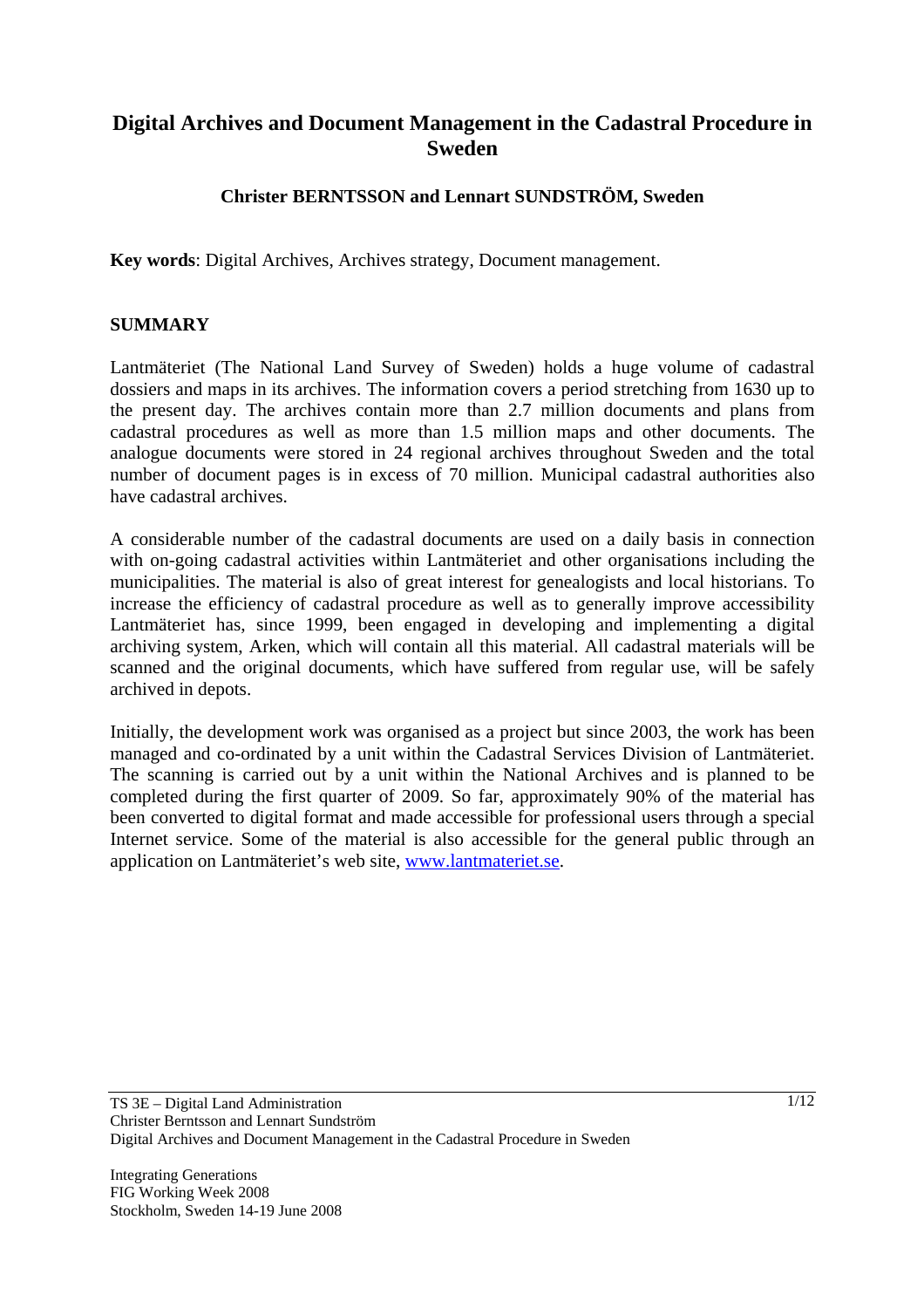# Digital Archives and Document Management in the Cadastral Procedure in Sweden

**Christer BERNTSSON and Lennart SUNDSTRÖM, Sweden**

**Key words**: Digital Archives, Archives strategy, Document management.

## SUMMARY

Lantmäteriet (The National Land Survey of Sweden) holds a huge volume of cadastral dossiers and maps in its archives. The information covers a period stretching from 1630 up to the present day. The archives contain more than 2.7 million documents and plans from cadastral procedures as well as more than 1.5 million maps and other documents. The analogue documents were stored in 24 regional archives throughout Sweden and the total number of document pages is in excess of 70 million. Municipal cadastral authorities also have cadastral archives.

A considerable number of the cadastral documents are used on a daily basis in connection with on-going cadastral activities within Lantmäteriet and other organisations including the municipalities. The material is also of great interest for genealogists and local historians. To increase the efficiency of cadastral procedure as well as to generally improve accessibility Lantmäteriet has, since 1999, been engaged in developing and implementing a digital archiving system, Arken, which will contain all this material. All cadastral materials will be scanned and the original documents, which have suffered from regular use, will be safely archived in depots.

Initially, the development work was organised as a project but since 2003, the work has been managed and co-ordinated by a unit within the Cadastral Services Division of Lantmäteriet. The scanning is carried out by a unit within the National Archives and is planned to be completed during the first quarter of 2009. So far, approximately 90% of the material has been converted to digital format and made accessible for professional users through a special Internet service. Some of the material is also accessible for the general public through an application on Lantmäteriet's web site, [www.lantmateriet.se](http://www.lantmateriet.se).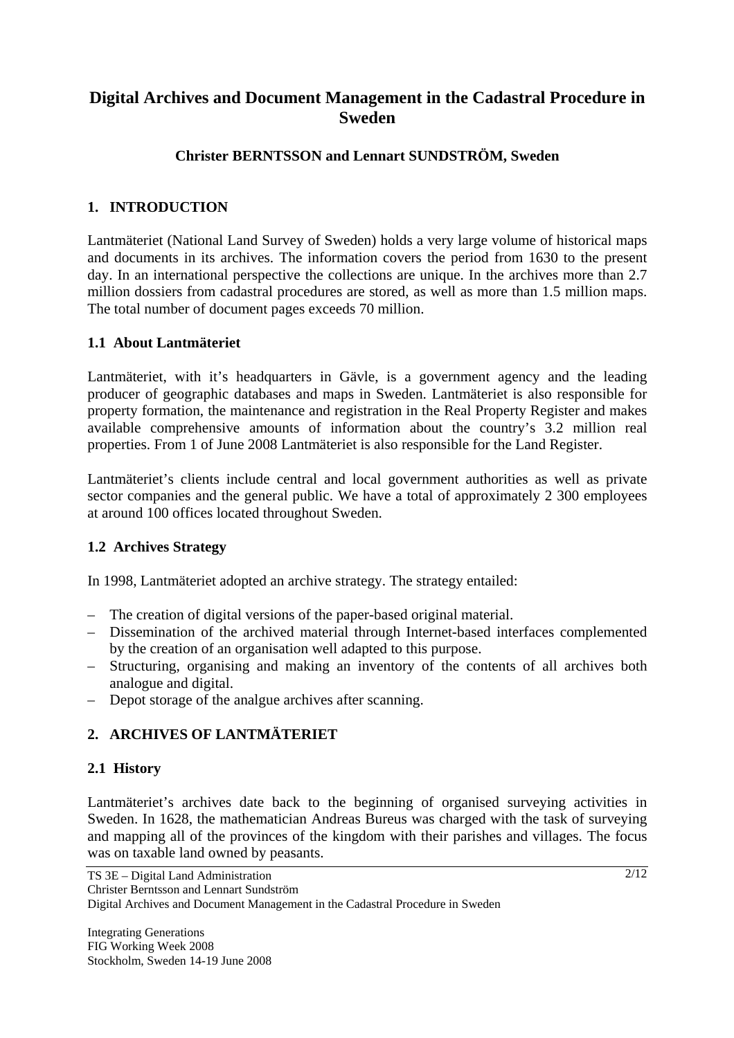# Digital Archives and Document Management in the Cadastral Procedure in Sweden

**Christer BERNTSSON and Lennart SUNDSTRÖM, Sweden**

## 1. INTRODUCTION

Lantmäteriet (National Land Survey of Sweden) holds a very large volume of historical maps and documents in its archives. The information covers the period from 1630 to the present day. In an international perspective the collections are unique. In the archives more than 2.7 million dossiers from cadastral procedures are stored, as well as more than 1.5 million maps. The total number of document pages exceeds 70 million.

### 1.1 About Lantmäteriet

Lantmäteriet, with it's headquarters in Gävle, is a government agency and the leading producer of geographic databases and maps in Sweden. Lantmäteriet is also responsible for property formation, the maintenance and registration in the Real Property Register and makes available comprehensive amounts of information about the country's 3.2 million real properties. From 1 of June 2008 Lantmäteriet is also responsible for the Land Register.

Lantmäteriet's clients include central and local government authorities as well as private sector companies and the general public. We have a total of approximately 2 300 employees at around 100 offices located throughout Sweden.

### 1.2 Archives Strategy

In 1998, Lantmäteriet adopted an archive strategy. The strategy entailed:

- The creation of digital versions of the paper-based original material.
- Dissemination of the archived material through Internet-based interfaces complemented by the creation of an organisation well adapted to this purpose.
- Structuring, organising and making an inventory of the contents of all archives both analogue and digital.
- Depot storage of the analgue archives after scanning.

## 2. ARCHIVES OF LANTMÄTERIET

### 2.1 History

Lantmäteriet's archives date back to the beginning of organised surveying activities in Sweden. In 1628, the mathematician Andreas Bureus was charged with the task of surveying and mapping all of the provinces of the kingdom with their parishes and villages. The focus was on taxable land owned by peasants.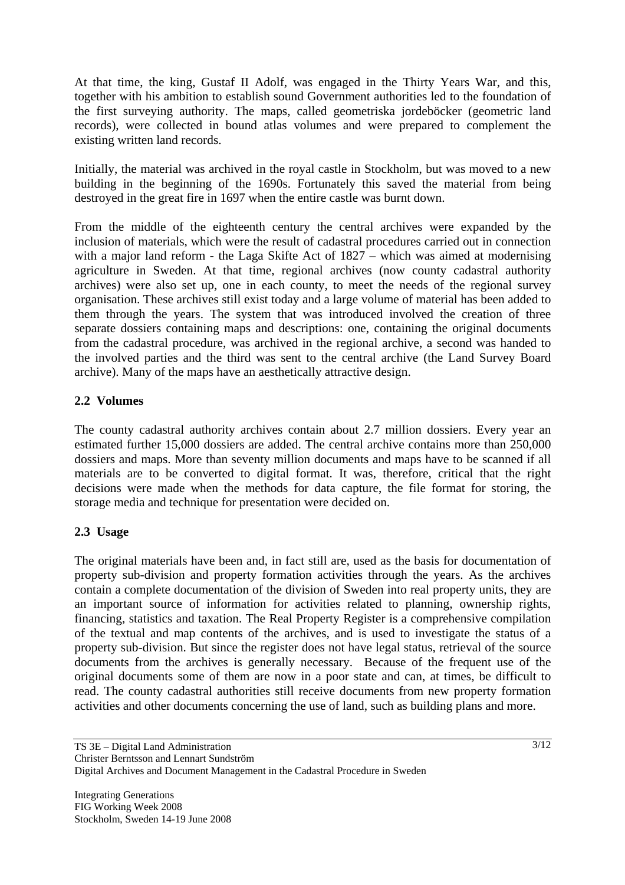At that time, the king, Gustaf II Adolf, was engaged in the Thirty Years War, and this, together with his ambition to establish sound Government authorities led to the foundation of the first surveying authority. The maps, called geometriska jordeböcker (geometric land records), were collected in bound atlas volumes and were prepared to complement the existing written land records.

Initially, the material was archived in the royal castle in Stockholm, but was moved to a new building in the beginning of the 1690s. Fortunately this saved the material from being destroyed in the great fire in 1697 when the entire castle was burnt down.

From the middle of the eighteenth century the central archives were expanded by the inclusion of materials, which were the result of cadastral procedures carried out in connection with a major land reform - the Laga Skifte Act of 1827 – which was aimed at modernising agriculture in Sweden. At that time, regional archives (now county cadastral authority archives) were also set up, one in each county, to meet the needs of the regional survey organisation. These archives still exist today and a large volume of material has been added to them through the years. The system that was introduced involved the creation of three separate dossiers containing maps and descriptions: one, containing the original documents from the cadastral procedure, was archived in the regional archive, a second was handed to the involved parties and the third was sent to the central archive (the Land Survey Board archive). Many of the maps have an aesthetically attractive design.

## 2.2 Volumes

The county cadastral authority archives contain about 2.7 million dossiers. Every year an estimated further 15,000 dossiers are added. The central archive contains more than 250,000 dossiers and maps. More than seventy million documents and maps have to be scanned if all materials are to be converted to digital format. It was, therefore, critical that the right decisions were made when the methods for data capture, the file format for storing, the storage media and technique for presentation were decided on.

## 2.3 Usage

The original materials have been and, in fact still are, used as the basis for documentation of property sub-division and property formation activities through the years. As the archives contain a complete documentation of the division of Sweden into real property units, they are an important source of information for activities related to planning, ownership rights, financing, statistics and taxation. The Real Property Register is a comprehensive compilation of the textual and map contents of the archives, and is used to investigate the status of a property sub-division. But since the register does not have legal status, retrieval of the source documents from the archives is generally necessary. Because of the frequent use of the original documents some of them are now in a poor state and can, at times, be difficult to read. The county cadastral authorities still receive documents from new property formation activities and other documents concerning the use of land, such as building plans and more.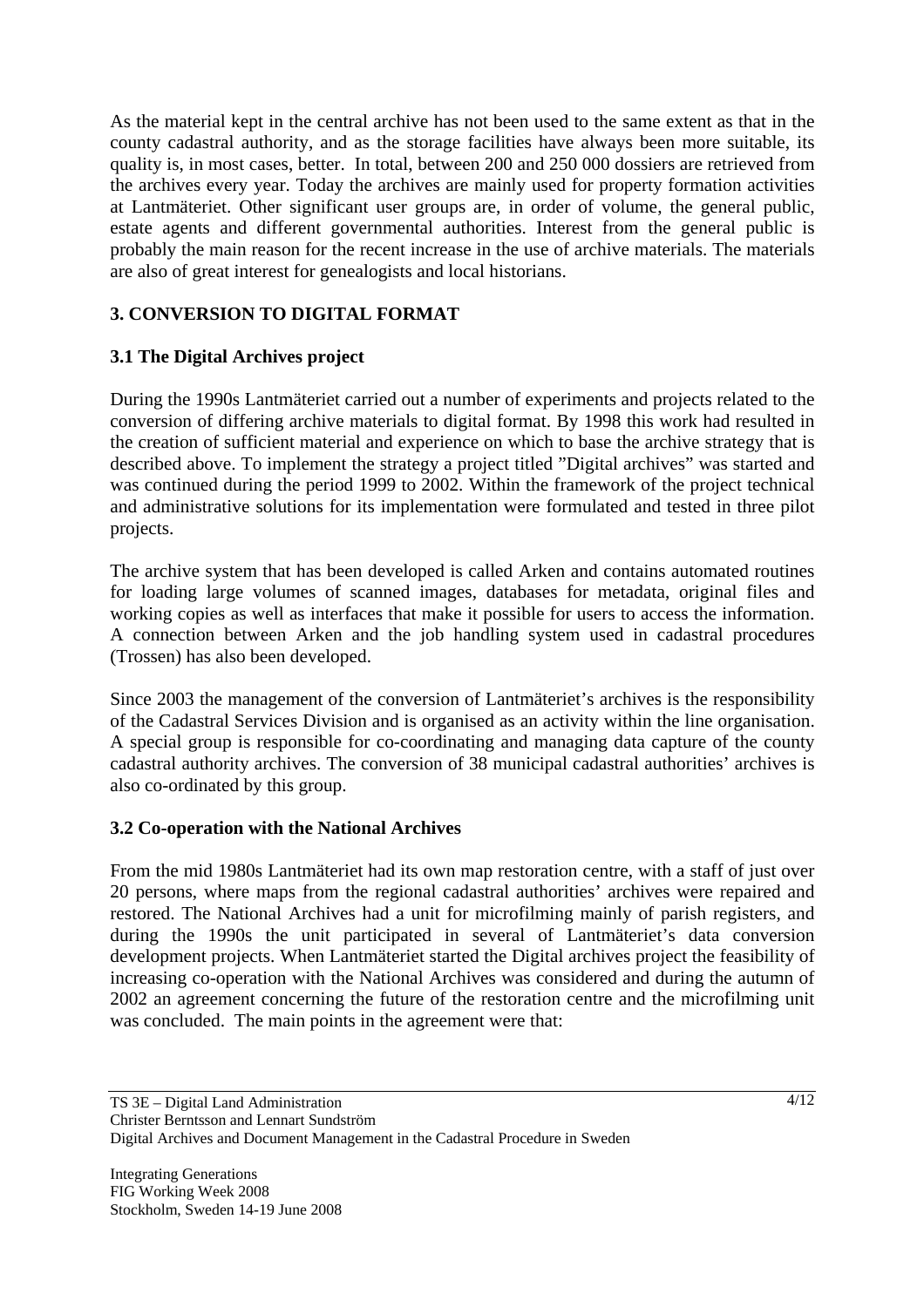As the material kept in the central archive has not been used to the same extent as that in the county cadastral authority, and as the storage facilities have always been more suitable, its quality is, in most cases, better. In total, between 200 and 250 000 dossiers are retrieved from the archives every year. Today the archives are mainly used for property formation activities at Lantmäteriet. Other significant user groups are, in order of volume, the general public, estate agents and different governmental authorities. Interest from the general public is probably the main reason for the recent increase in the use of archive materials. The materials are also of great interest for genealogists and local historians.

## 3. CONVERSION TO DIGITAL FORMAT

### 3.1 The Digital Archives project

During the 1990s Lantmäteriet carried out a number of experiments and projects related to the conversion of differing archive materials to digital format. By 1998 this work had resulted in the creation of sufficient material and experience on which to base the archive strategy that is described above. To implement the strategy a project titled "Digital archives" was started and was continued during the period 1999 to 2002. Within the framework of the project technical and administrative solutions for its implementation were formulated and tested in three pilot projects.

The archive system that has been developed is called Arken and contains automated routines for loading large volumes of scanned images, databases for metadata, original files and working copies as well as interfaces that make it possible for users to access the information. A connection between Arken and the job handling system used in cadastral procedures (Trossen) has also been developed.

Since 2003 the management of the conversion of Lantmäteriet's archives is the responsibility of the Cadastral Services Division and is organised as an activity within the line organisation. A special group is responsible for co-coordinating and managing data capture of the county cadastral authority archives. The conversion of 38 municipal cadastral authorities' archives is also co-ordinated by this group.

### 3.2 Co-operation with the National Archives

From the mid 1980s Lantmäteriet had its own map restoration centre, with a staff of just over 20 persons, where maps from the regional cadastral authorities' archives were repaired and restored. The National Archives had a unit for microfilming mainly of parish registers, and during the 1990s the unit participated in several of Lantmäteriet's data conversion development projects. When Lantmäteriet started the Digital archives project the feasibility of increasing co-operation with the National Archives was considered and during the autumn of 2002 an agreement concerning the future of the restoration centre and the microfilming unit was concluded. The main points in the agreement were that: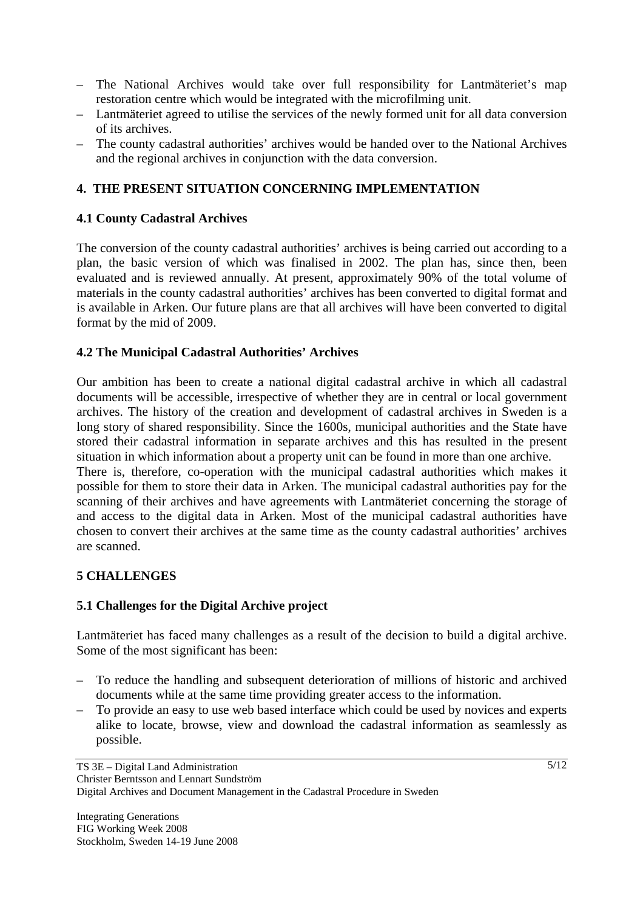- The National Archives would take over full responsibility for Lantmäteriet's map restoration centre which would be integrated with the microfilming unit.
- Lantmäteriet agreed to utilise the services of the newly formed unit for all data conversion of its archives.
- The county cadastral authorities' archives would be handed over to the National Archives and the regional archives in conjunction with the data conversion.

## 4. THE PRESENT SITUATION CONCERNING IMPLEMENTATION

### 4.1 County Cadastral Archives

The conversion of the county cadastral authorities' archives is being carried out according to a plan, the basic version of which was finalised in 2002. The plan has, since then, been evaluated and is reviewed annually. At present, approximately 90% of the total volume of materials in the county cadastral authorities' archives has been converted to digital format and is available in Arken. Our future plans are that all archives will have been converted to digital format by the mid of 2009.

### 4.2 The Municipal Cadastral Authorities' Archives

Our ambition has been to create a national digital cadastral archive in which all cadastral documents will be accessible, irrespective of whether they are in central or local government archives. The history of the creation and development of cadastral archives in Sweden is a long story of shared responsibility. Since the 1600s, municipal authorities and the State have stored their cadastral information in separate archives and this has resulted in the present situation in which information about a property unit can be found in more than one archive.
There is, therefore, co-operation with the municipal cadastral authorities which makes it possible for them to store their data in Arken. The municipal cadastral authorities pay for the scanning of their archives and have agreements with Lantmäteriet concerning the storage of and access to the digital data in Arken. Most of the municipal cadastral authorities have chosen to convert their archives at the same time as the county cadastral authorities' archives are scanned.

## 5 CHALLENGES

### 5.1 Challenges for the Digital Archive project

Lantmäteriet has faced many challenges as a result of the decision to build a digital archive. Some of the most significant has been:

- To reduce the handling and subsequent deterioration of millions of historic and archived documents while at the same time providing greater access to the information.
- To provide an easy to use web based interface which could be used by novices and experts alike to locate, browse, view and download the cadastral information as seamlessly as possible.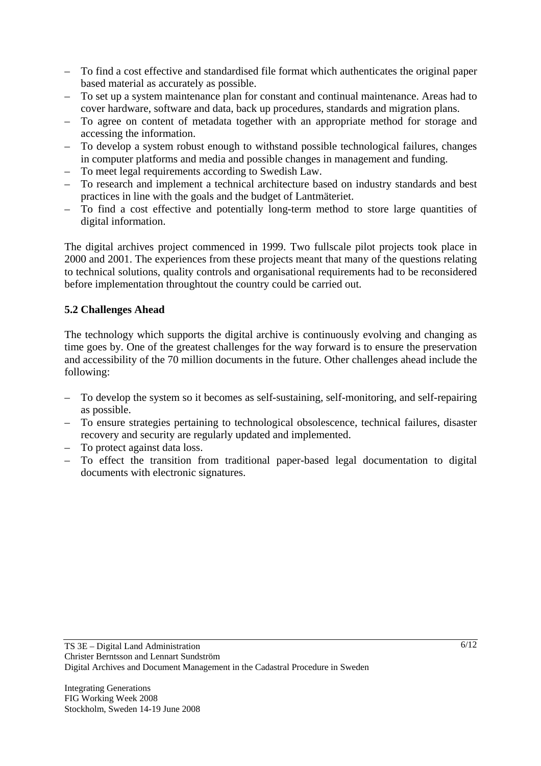- To find a cost effective and standardised file format which authenticates the original paper based material as accurately as possible.
- To set up a system maintenance plan for constant and continual maintenance. Areas had to cover hardware, software and data, back up procedures, standards and migration plans.
- To agree on content of metadata together with an appropriate method for storage and accessing the information.
- To develop a system robust enough to withstand possible technological failures, changes in computer platforms and media and possible changes in management and funding.
- To meet legal requirements according to Swedish Law.
- To research and implement a technical architecture based on industry standards and best practices in line with the goals and the budget of Lantmäteriet.
- To find a cost effective and potentially long-term method to store large quantities of digital information.

The digital archives project commenced in 1999. Two fullscale pilot projects took place in 2000 and 2001. The experiences from these projects meant that many of the questions relating to technical solutions, quality controls and organisational requirements had to be reconsidered before implementation throughtout the country could be carried out.

### 5.2 Challenges Ahead

The technology which supports the digital archive is continuously evolving and changing as time goes by. One of the greatest challenges for the way forward is to ensure the preservation and accessibility of the 70 million documents in the future. Other challenges ahead include the following:

- To develop the system so it becomes as self-sustaining, self-monitoring, and self-repairing as possible.
- To ensure strategies pertaining to technological obsolescence, technical failures, disaster recovery and security are regularly updated and implemented.
- To protect against data loss.
- To effect the transition from traditional paper-based legal documentation to digital documents with electronic signatures.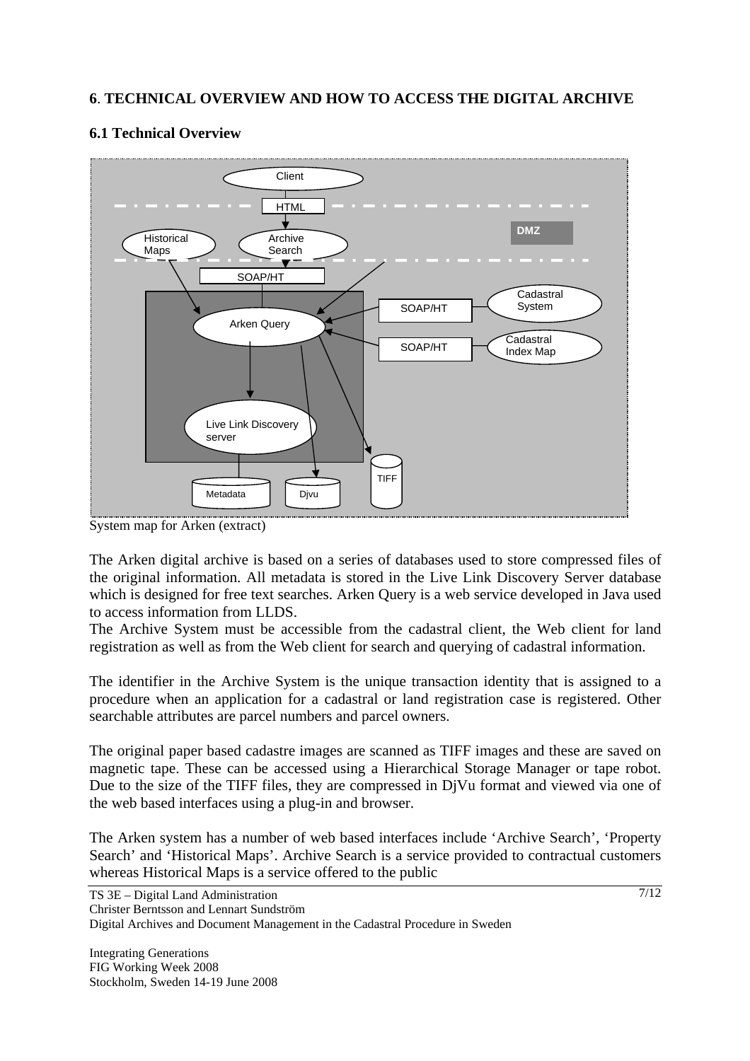# 6. TECHNICAL OVERVIEW AND HOW TO ACCESS THE DIGITAL ARCHIVE

## 6.1 Technical Overview

System map for Arken (extract)

The Arken digital archive is based on a series of databases used to store compressed files of the original information. All metadata is stored in the Live Link Discovery Server database which is designed for free text searches. Arken Query is a web service developed in Java used to access information from LLDS.
The Archive System must be accessible from the cadastral client, the Web client for land registration as well as from the Web client for search and querying of cadastral information.

The identifier in the Archive System is the unique transaction identity that is assigned to a procedure when an application for a cadastral or land registration case is registered. Other searchable attributes are parcel numbers and parcel owners.

The original paper based cadastre images are scanned as TIFF images and these are saved on magnetic tape. These can be accessed using a Hierarchical Storage Manager or tape robot. Due to the size of the TIFF files, they are compressed in DjVu format and viewed via one of the web based interfaces using a plug-in and browser.

The Arken system has a number of web based interfaces include 'Archive Search', 'Property Search' and 'Historical Maps'. Archive Search is a service provided to contractual customers whereas Historical Maps is a service offered to the public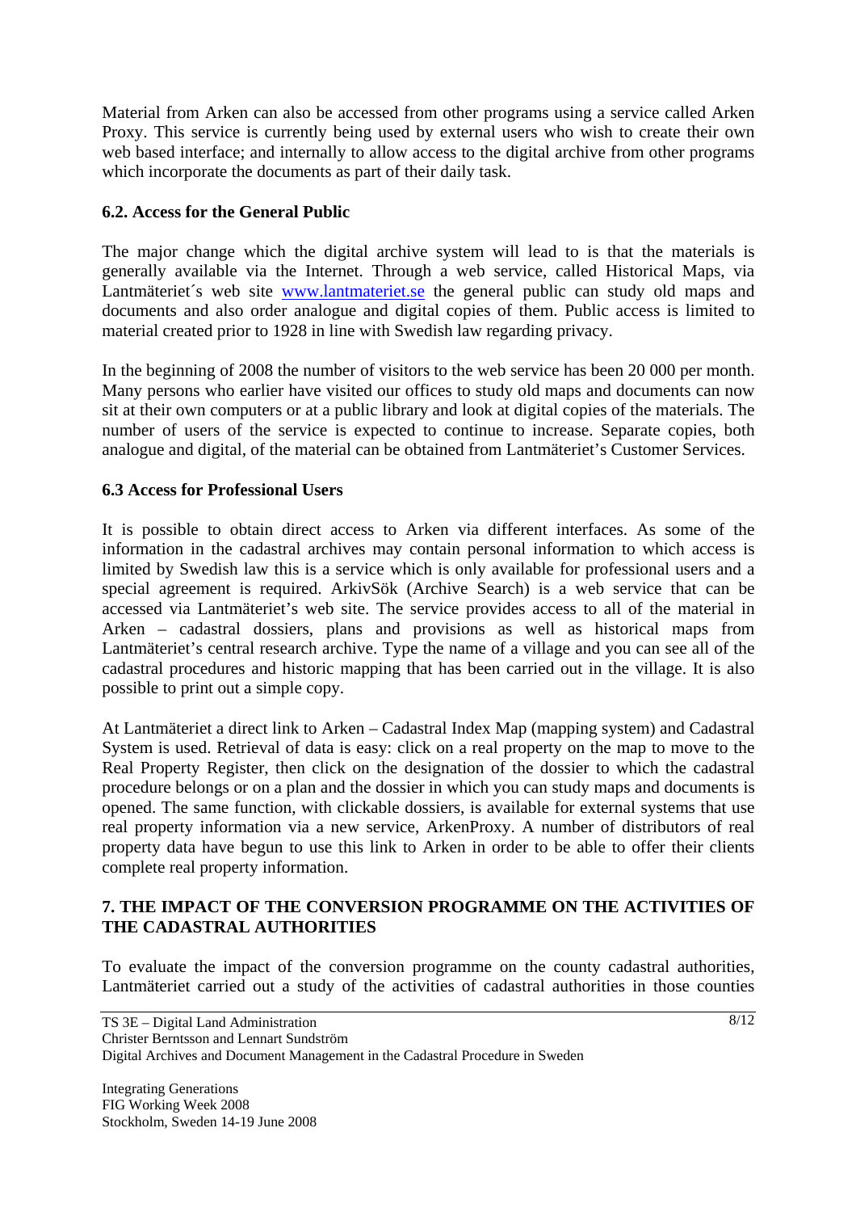Material from Arken can also be accessed from other programs using a service called Arken Proxy. This service is currently being used by external users who wish to create their own web based interface; and internally to allow access to the digital archive from other programs which incorporate the documents as part of their daily task.

### 6.2. Access for the General Public

The major change which the digital archive system will lead to is that the materials is generally available via the Internet. Through a web service, called Historical Maps, via Lantmäteriet´s web site [www.lantmateriet.se](http://www.lantmateriet.se) the general public can study old maps and documents and also order analogue and digital copies of them. Public access is limited to material created prior to 1928 in line with Swedish law regarding privacy.

In the beginning of 2008 the number of visitors to the web service has been 20 000 per month. Many persons who earlier have visited our offices to study old maps and documents can now sit at their own computers or at a public library and look at digital copies of the materials. The number of users of the service is expected to continue to increase. Separate copies, both analogue and digital, of the material can be obtained from Lantmäteriet's Customer Services.

### 6.3 Access for Professional Users

It is possible to obtain direct access to Arken via different interfaces. As some of the information in the cadastral archives may contain personal information to which access is limited by Swedish law this is a service which is only available for professional users and a special agreement is required. ArkivSök (Archive Search) is a web service that can be accessed via Lantmäteriet's web site. The service provides access to all of the material in Arken – cadastral dossiers, plans and provisions as well as historical maps from Lantmäteriet's central research archive. Type the name of a village and you can see all of the cadastral procedures and historic mapping that has been carried out in the village. It is also possible to print out a simple copy.

At Lantmäteriet a direct link to Arken – Cadastral Index Map (mapping system) and Cadastral System is used. Retrieval of data is easy: click on a real property on the map to move to the Real Property Register, then click on the designation of the dossier to which the cadastral procedure belongs or on a plan and the dossier in which you can study maps and documents is opened. The same function, with clickable dossiers, is available for external systems that use real property information via a new service, ArkenProxy. A number of distributors of real property data have begun to use this link to Arken in order to be able to offer their clients complete real property information.

## 7. THE IMPACT OF THE CONVERSION PROGRAMME ON THE ACTIVITIES OF THE CADASTRAL AUTHORITIES

To evaluate the impact of the conversion programme on the county cadastral authorities, Lantmäteriet carried out a study of the activities of cadastral authorities in those counties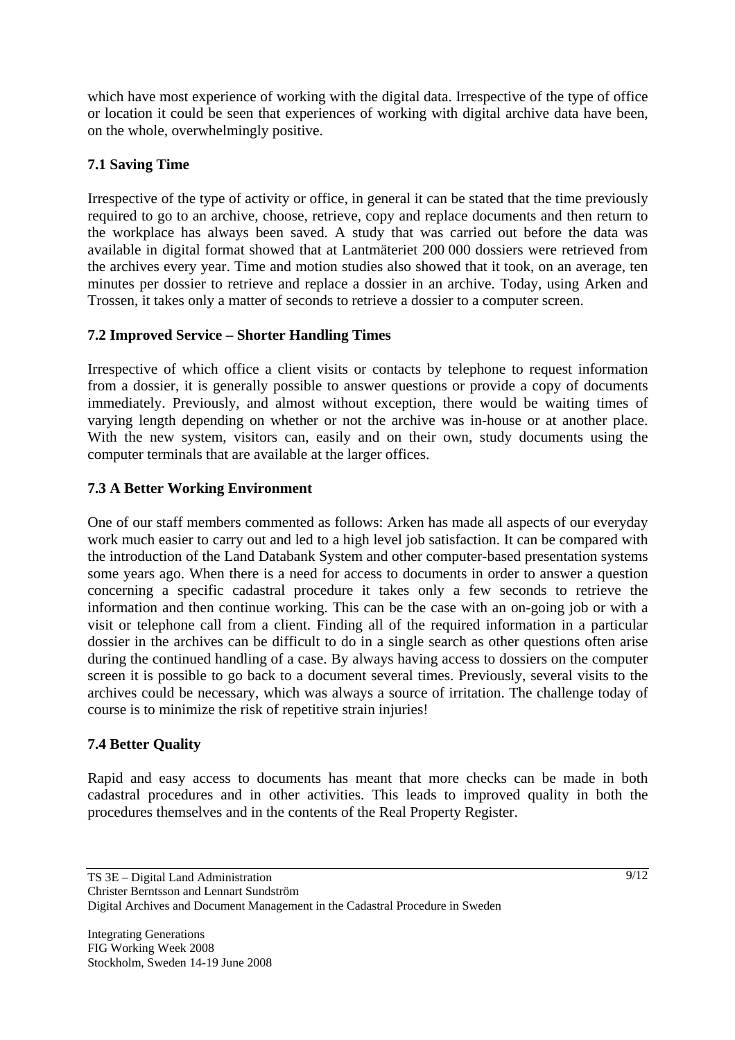which have most experience of working with the digital data. Irrespective of the type of office or location it could be seen that experiences of working with digital archive data have been, on the whole, overwhelmingly positive.

### 7.1 Saving Time

Irrespective of the type of activity or office, in general it can be stated that the time previously required to go to an archive, choose, retrieve, copy and replace documents and then return to the workplace has always been saved. A study that was carried out before the data was available in digital format showed that at Lantmäteriet 200 000 dossiers were retrieved from the archives every year. Time and motion studies also showed that it took, on an average, ten minutes per dossier to retrieve and replace a dossier in an archive. Today, using Arken and Trossen, it takes only a matter of seconds to retrieve a dossier to a computer screen.

### 7.2 Improved Service – Shorter Handling Times

Irrespective of which office a client visits or contacts by telephone to request information from a dossier, it is generally possible to answer questions or provide a copy of documents immediately. Previously, and almost without exception, there would be waiting times of varying length depending on whether or not the archive was in-house or at another place. With the new system, visitors can, easily and on their own, study documents using the computer terminals that are available at the larger offices.

### 7.3 A Better Working Environment

One of our staff members commented as follows: Arken has made all aspects of our everyday work much easier to carry out and led to a high level job satisfaction. It can be compared with the introduction of the Land Databank System and other computer-based presentation systems some years ago. When there is a need for access to documents in order to answer a question concerning a specific cadastral procedure it takes only a few seconds to retrieve the information and then continue working. This can be the case with an on-going job or with a visit or telephone call from a client. Finding all of the required information in a particular dossier in the archives can be difficult to do in a single search as other questions often arise during the continued handling of a case. By always having access to dossiers on the computer screen it is possible to go back to a document several times. Previously, several visits to the archives could be necessary, which was always a source of irritation. The challenge today of course is to minimize the risk of repetitive strain injuries!

### 7.4 Better Quality

Rapid and easy access to documents has meant that more checks can be made in both cadastral procedures and in other activities. This leads to improved quality in both the procedures themselves and in the contents of the Real Property Register.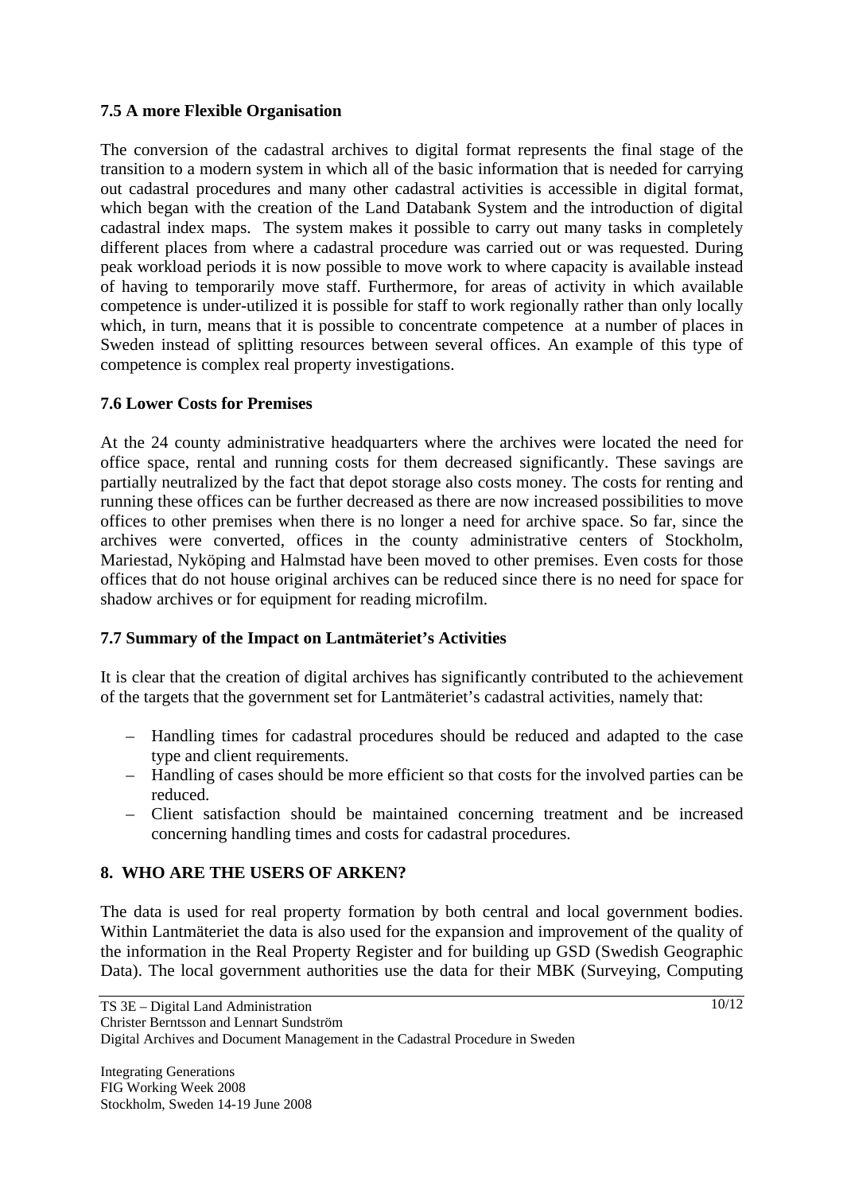### 7.5 A more Flexible Organisation

The conversion of the cadastral archives to digital format represents the final stage of the transition to a modern system in which all of the basic information that is needed for carrying out cadastral procedures and many other cadastral activities is accessible in digital format, which began with the creation of the Land Databank System and the introduction of digital cadastral index maps. The system makes it possible to carry out many tasks in completely different places from where a cadastral procedure was carried out or was requested. During peak workload periods it is now possible to move work to where capacity is available instead of having to temporarily move staff. Furthermore, for areas of activity in which available competence is under-utilized it is possible for staff to work regionally rather than only locally which, in turn, means that it is possible to concentrate competence at a number of places in Sweden instead of splitting resources between several offices. An example of this type of competence is complex real property investigations.

### 7.6 Lower Costs for Premises

At the 24 county administrative headquarters where the archives were located the need for office space, rental and running costs for them decreased significantly. These savings are partially neutralized by the fact that depot storage also costs money. The costs for renting and running these offices can be further decreased as there are now increased possibilities to move offices to other premises when there is no longer a need for archive space. So far, since the archives were converted, offices in the county administrative centers of Stockholm, Mariestad, Nyköping and Halmstad have been moved to other premises. Even costs for those offices that do not house original archives can be reduced since there is no need for space for shadow archives or for equipment for reading microfilm.

### 7.7 Summary of the Impact on Lantmäteriet's Activities

It is clear that the creation of digital archives has significantly contributed to the achievement of the targets that the government set for Lantmäteriet's cadastral activities, namely that:

- Handling times for cadastral procedures should be reduced and adapted to the case type and client requirements.
- Handling of cases should be more efficient so that costs for the involved parties can be reduced.
- Client satisfaction should be maintained concerning treatment and be increased concerning handling times and costs for cadastral procedures.

## 8. WHO ARE THE USERS OF ARKEN?

The data is used for real property formation by both central and local government bodies. Within Lantmäteriet the data is also used for the expansion and improvement of the quality of the information in the Real Property Register and for building up GSD (Swedish Geographic Data). The local government authorities use the data for their MBK (Surveying, Computing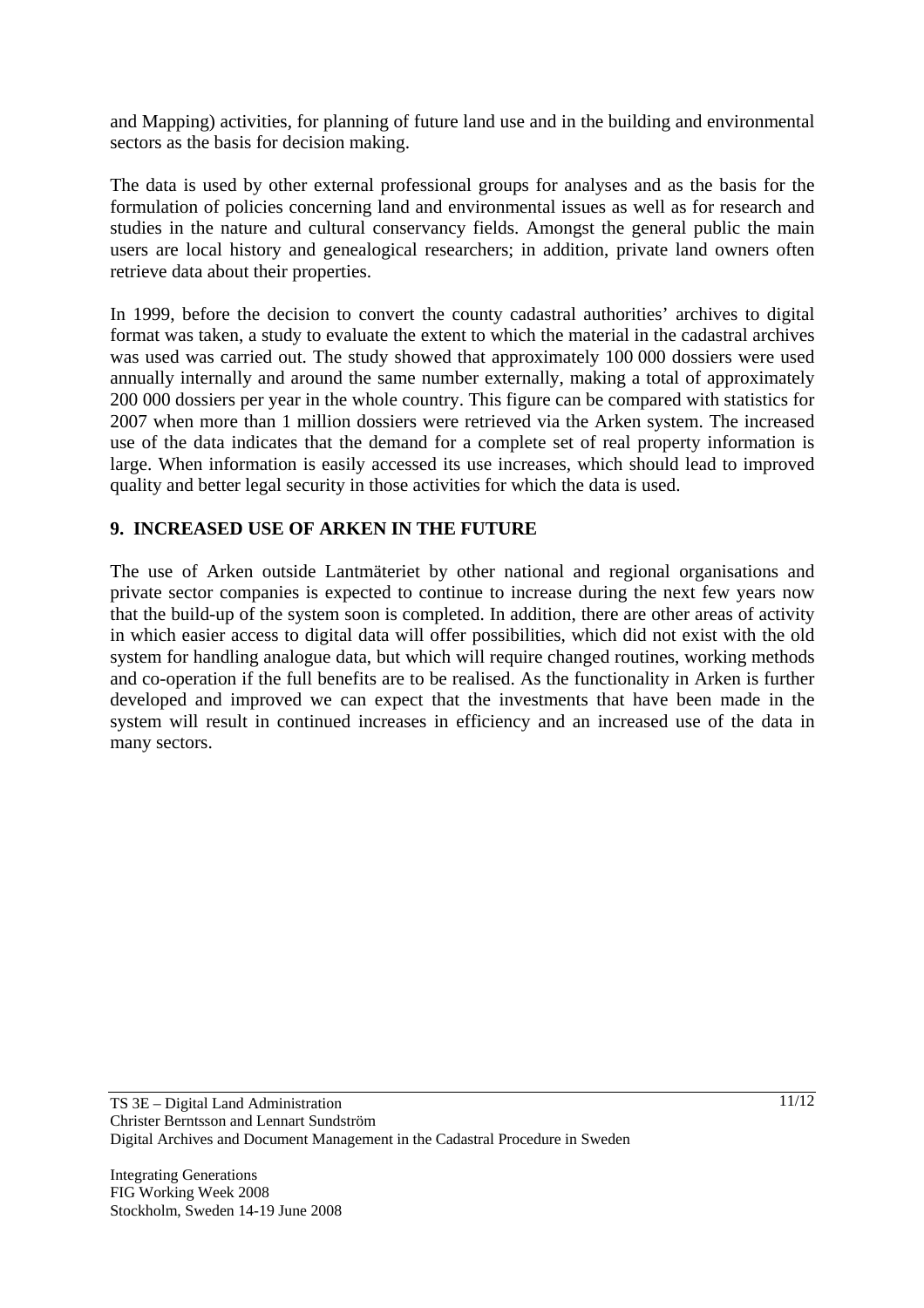and Mapping) activities, for planning of future land use and in the building and environmental sectors as the basis for decision making.

The data is used by other external professional groups for analyses and as the basis for the formulation of policies concerning land and environmental issues as well as for research and studies in the nature and cultural conservancy fields. Amongst the general public the main users are local history and genealogical researchers; in addition, private land owners often retrieve data about their properties.

In 1999, before the decision to convert the county cadastral authorities' archives to digital format was taken, a study to evaluate the extent to which the material in the cadastral archives was used was carried out. The study showed that approximately 100 000 dossiers were used annually internally and around the same number externally, making a total of approximately 200 000 dossiers per year in the whole country. This figure can be compared with statistics for 2007 when more than 1 million dossiers were retrieved via the Arken system. The increased use of the data indicates that the demand for a complete set of real property information is large. When information is easily accessed its use increases, which should lead to improved quality and better legal security in those activities for which the data is used.

## 9. INCREASED USE OF ARKEN IN THE FUTURE

The use of Arken outside Lantmäteriet by other national and regional organisations and private sector companies is expected to continue to increase during the next few years now that the build-up of the system soon is completed. In addition, there are other areas of activity in which easier access to digital data will offer possibilities, which did not exist with the old system for handling analogue data, but which will require changed routines, working methods and co-operation if the full benefits are to be realised. As the functionality in Arken is further developed and improved we can expect that the investments that have been made in the system will result in continued increases in efficiency and an increased use of the data in many sectors.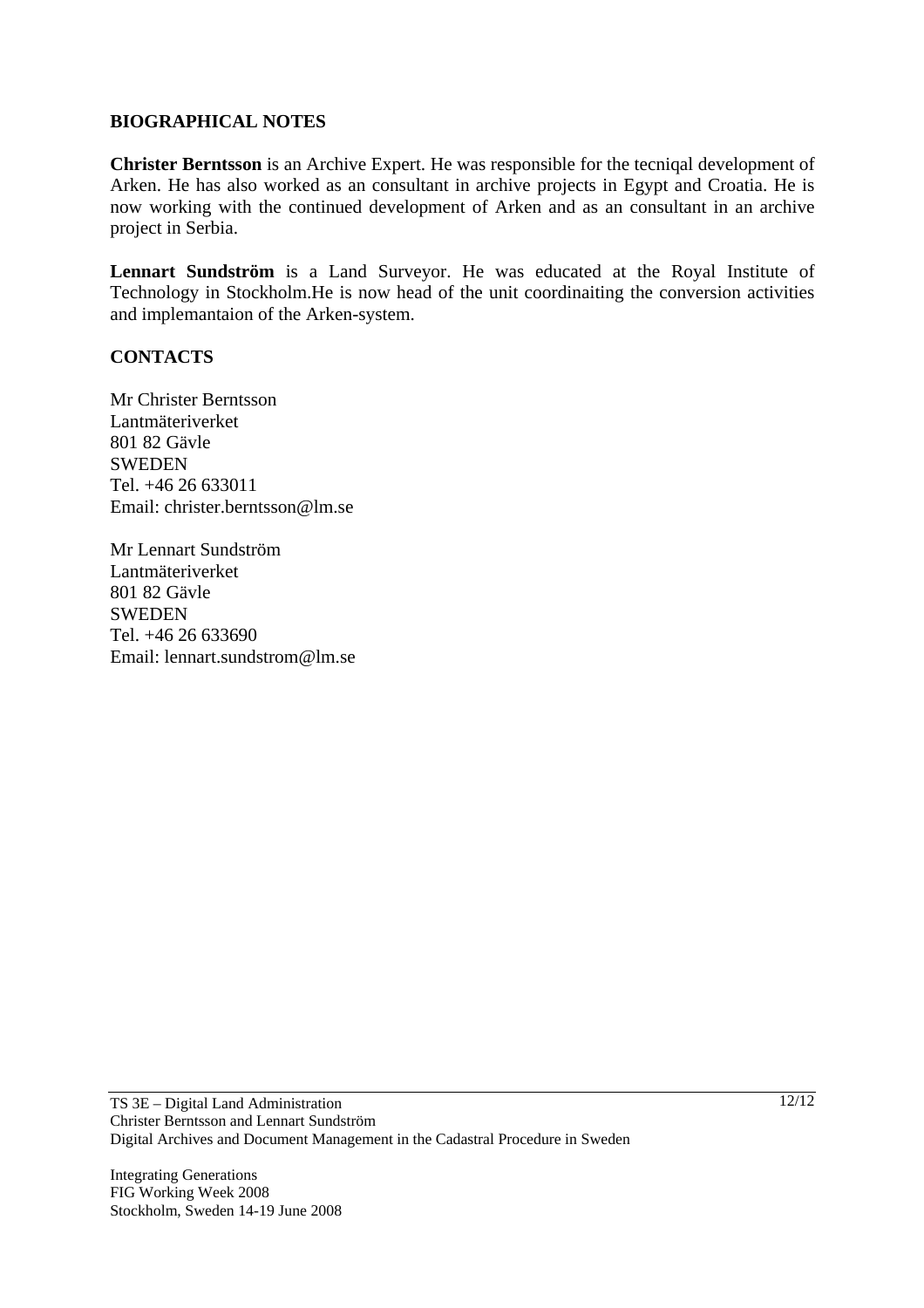## BIOGRAPHICAL NOTES

**Christer Berntsson** is an Archive Expert. He was responsible for the tecniqal development of Arken. He has also worked as an consultant in archive projects in Egypt and Croatia. He is now working with the continued development of Arken and as an consultant in an archive project in Serbia.

**Lennart Sundström** is a Land Surveyor. He was educated at the Royal Institute of Technology in Stockholm.He is now head of the unit coordinaiting the conversion activities and implemantaion of the Arken-system.

## CONTACTS

Mr Christer Berntsson
Lantmäteriverket
801 82 Gävle
SWEDEN
Tel. +46 26 633011
Email: christer.berntsson@lm.se

Mr Lennart Sundström
Lantmäteriverket
801 82 Gävle
SWEDEN
Tel. +46 26 633690
Email: lennart.sundstrom@lm.se